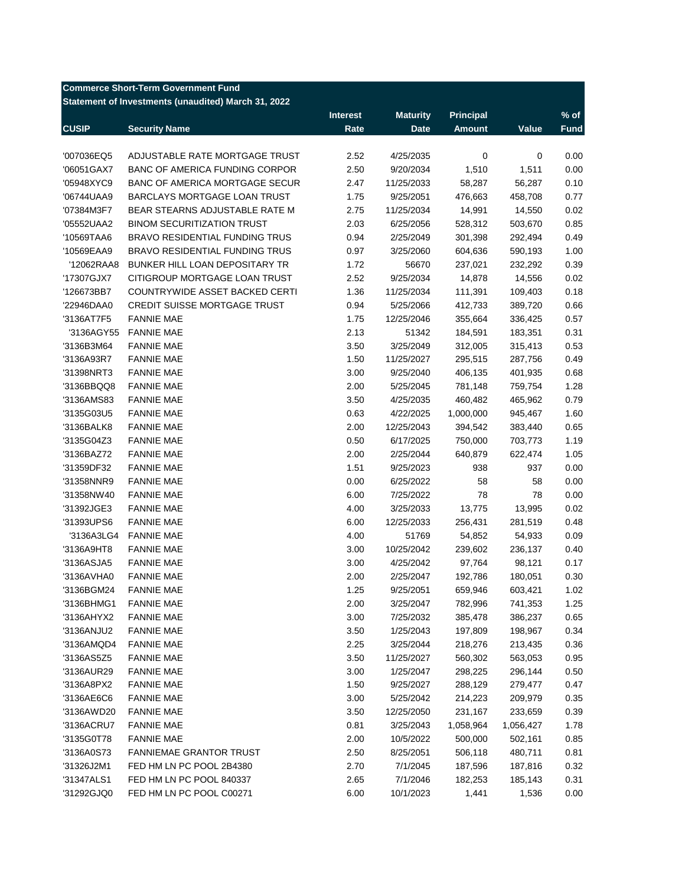**Commerce Short-Term Government Fund**
**Statement of Investments (unaudited) March 31, 2022**

| CUSIP | Security Name | Interest Rate | Maturity Date | Principal Amount | Value | % of Fund |
|---|---|---|---|---|---|---|
| '007036EQ5 | ADJUSTABLE RATE MORTGAGE TRUST | 2.52 | 4/25/2035 | 0 | 0 | 0.00 |
| '06051GAX7 | BANC OF AMERICA FUNDING CORPOR | 2.50 | 9/20/2034 | 1,510 | 1,511 | 0.00 |
| '05948XYC9 | BANC OF AMERICA MORTGAGE SECUR | 2.47 | 11/25/2033 | 58,287 | 56,287 | 0.10 |
| '06744UAA9 | BARCLAYS MORTGAGE LOAN TRUST | 1.75 | 9/25/2051 | 476,663 | 458,708 | 0.77 |
| '07384M3F7 | BEAR STEARNS ADJUSTABLE RATE M | 2.75 | 11/25/2034 | 14,991 | 14,550 | 0.02 |
| '05552UAA2 | BINOM SECURITIZATION TRUST | 2.03 | 6/25/2056 | 528,312 | 503,670 | 0.85 |
| '10569TAA6 | BRAVO RESIDENTIAL FUNDING TRUS | 0.94 | 2/25/2049 | 301,398 | 292,494 | 0.49 |
| '10569EAA9 | BRAVO RESIDENTIAL FUNDING TRUS | 0.97 | 3/25/2060 | 604,636 | 590,193 | 1.00 |
| '12062RAA8 | BUNKER HILL LOAN DEPOSITARY TR | 1.72 | 56670 | 237,021 | 232,292 | 0.39 |
| '17307GJX7 | CITIGROUP MORTGAGE LOAN TRUST | 2.52 | 9/25/2034 | 14,878 | 14,556 | 0.02 |
| '126673BB7 | COUNTRYWIDE ASSET BACKED CERTI | 1.36 | 11/25/2034 | 111,391 | 109,403 | 0.18 |
| '22946DAA0 | CREDIT SUISSE MORTGAGE TRUST | 0.94 | 5/25/2066 | 412,733 | 389,720 | 0.66 |
| '3136AT7F5 | FANNIE MAE | 1.75 | 12/25/2046 | 355,664 | 336,425 | 0.57 |
| '3136AGY55 | FANNIE MAE | 2.13 | 51342 | 184,591 | 183,351 | 0.31 |
| '3136B3M64 | FANNIE MAE | 3.50 | 3/25/2049 | 312,005 | 315,413 | 0.53 |
| '3136A93R7 | FANNIE MAE | 1.50 | 11/25/2027 | 295,515 | 287,756 | 0.49 |
| '31398NRT3 | FANNIE MAE | 3.00 | 9/25/2040 | 406,135 | 401,935 | 0.68 |
| '3136BBQQ8 | FANNIE MAE | 2.00 | 5/25/2045 | 781,148 | 759,754 | 1.28 |
| '3136AMS83 | FANNIE MAE | 3.50 | 4/25/2035 | 460,482 | 465,962 | 0.79 |
| '3135G03U5 | FANNIE MAE | 0.63 | 4/22/2025 | 1,000,000 | 945,467 | 1.60 |
| '3136BALK8 | FANNIE MAE | 2.00 | 12/25/2043 | 394,542 | 383,440 | 0.65 |
| '3135G04Z3 | FANNIE MAE | 0.50 | 6/17/2025 | 750,000 | 703,773 | 1.19 |
| '3136BAZ72 | FANNIE MAE | 2.00 | 2/25/2044 | 640,879 | 622,474 | 1.05 |
| '31359DF32 | FANNIE MAE | 1.51 | 9/25/2023 | 938 | 937 | 0.00 |
| '31358NNR9 | FANNIE MAE | 0.00 | 6/25/2022 | 58 | 58 | 0.00 |
| '31358NW40 | FANNIE MAE | 6.00 | 7/25/2022 | 78 | 78 | 0.00 |
| '31392JGE3 | FANNIE MAE | 4.00 | 3/25/2033 | 13,775 | 13,995 | 0.02 |
| '31393UPS6 | FANNIE MAE | 6.00 | 12/25/2033 | 256,431 | 281,519 | 0.48 |
| '3136A3LG4 | FANNIE MAE | 4.00 | 51769 | 54,852 | 54,933 | 0.09 |
| '3136A9HT8 | FANNIE MAE | 3.00 | 10/25/2042 | 239,602 | 236,137 | 0.40 |
| '3136ASJA5 | FANNIE MAE | 3.00 | 4/25/2042 | 97,764 | 98,121 | 0.17 |
| '3136AVHA0 | FANNIE MAE | 2.00 | 2/25/2047 | 192,786 | 180,051 | 0.30 |
| '3136BGM24 | FANNIE MAE | 1.25 | 9/25/2051 | 659,946 | 603,421 | 1.02 |
| '3136BHMG1 | FANNIE MAE | 2.00 | 3/25/2047 | 782,996 | 741,353 | 1.25 |
| '3136AHYX2 | FANNIE MAE | 3.00 | 7/25/2032 | 385,478 | 386,237 | 0.65 |
| '3136ANJU2 | FANNIE MAE | 3.50 | 1/25/2043 | 197,809 | 198,967 | 0.34 |
| '3136AMQD4 | FANNIE MAE | 2.25 | 3/25/2044 | 218,276 | 213,435 | 0.36 |
| '3136AS5Z5 | FANNIE MAE | 3.50 | 11/25/2027 | 560,302 | 563,053 | 0.95 |
| '3136AUR29 | FANNIE MAE | 3.00 | 1/25/2047 | 298,225 | 296,144 | 0.50 |
| '3136A8PX2 | FANNIE MAE | 1.50 | 9/25/2027 | 288,129 | 279,477 | 0.47 |
| '3136AE6C6 | FANNIE MAE | 3.00 | 5/25/2042 | 214,223 | 209,979 | 0.35 |
| '3136AWD20 | FANNIE MAE | 3.50 | 12/25/2050 | 231,167 | 233,659 | 0.39 |
| '3136ACRU7 | FANNIE MAE | 0.81 | 3/25/2043 | 1,058,964 | 1,056,427 | 1.78 |
| '3135G0T78 | FANNIE MAE | 2.00 | 10/5/2022 | 500,000 | 502,161 | 0.85 |
| '3136A0S73 | FANNIEMAE GRANTOR TRUST | 2.50 | 8/25/2051 | 506,118 | 480,711 | 0.81 |
| '31326J2M1 | FED HM LN PC POOL 2B4380 | 2.70 | 7/1/2045 | 187,596 | 187,816 | 0.32 |
| '31347ALS1 | FED HM LN PC POOL 840337 | 2.65 | 7/1/2046 | 182,253 | 185,143 | 0.31 |
| '31292GJQ0 | FED HM LN PC POOL C00271 | 6.00 | 10/1/2023 | 1,441 | 1,536 | 0.00 |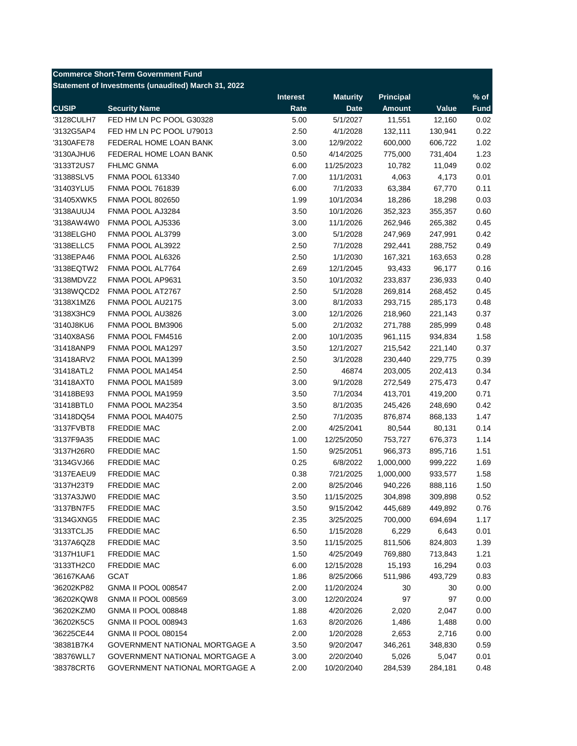**Commerce Short-Term Government Fund**

**Statement of Investments (unaudited) March 31, 2022**

| CUSIP | Security Name | Interest Rate | Maturity Date | Principal Amount | Value | % of Fund |
|---|---|---|---|---|---|---|
| '3128CULH7 | FED HM LN PC POOL G30328 | 5.00 | 5/1/2027 | 11,551 | 12,160 | 0.02 |
| '3132G5AP4 | FED HM LN PC POOL U79013 | 2.50 | 4/1/2028 | 132,111 | 130,941 | 0.22 |
| '3130AFE78 | FEDERAL HOME LOAN BANK | 3.00 | 12/9/2022 | 600,000 | 606,722 | 1.02 |
| '3130AJHU6 | FEDERAL HOME LOAN BANK | 0.50 | 4/14/2025 | 775,000 | 731,404 | 1.23 |
| '3133T2US7 | FHLMC GNMA | 6.00 | 11/25/2023 | 10,782 | 11,049 | 0.02 |
| '31388SLV5 | FNMA POOL 613340 | 7.00 | 11/1/2031 | 4,063 | 4,173 | 0.01 |
| '31403YLU5 | FNMA POOL 761839 | 6.00 | 7/1/2033 | 63,384 | 67,770 | 0.11 |
| '31405XWK5 | FNMA POOL 802650 | 1.99 | 10/1/2034 | 18,286 | 18,298 | 0.03 |
| '3138AUUJ4 | FNMA POOL AJ3284 | 3.50 | 10/1/2026 | 352,323 | 355,357 | 0.60 |
| '3138AW4W0 | FNMA POOL AJ5336 | 3.00 | 11/1/2026 | 262,946 | 265,382 | 0.45 |
| '3138ELGH0 | FNMA POOL AL3799 | 3.00 | 5/1/2028 | 247,969 | 247,991 | 0.42 |
| '3138ELLC5 | FNMA POOL AL3922 | 2.50 | 7/1/2028 | 292,441 | 288,752 | 0.49 |
| '3138EPA46 | FNMA POOL AL6326 | 2.50 | 1/1/2030 | 167,321 | 163,653 | 0.28 |
| '3138EQTW2 | FNMA POOL AL7764 | 2.69 | 12/1/2045 | 93,433 | 96,177 | 0.16 |
| '3138MDVZ2 | FNMA POOL AP9631 | 3.50 | 10/1/2032 | 233,837 | 236,933 | 0.40 |
| '3138WQCD2 | FNMA POOL AT2767 | 2.50 | 5/1/2028 | 269,814 | 268,452 | 0.45 |
| '3138X1MZ6 | FNMA POOL AU2175 | 3.00 | 8/1/2033 | 293,715 | 285,173 | 0.48 |
| '3138X3HC9 | FNMA POOL AU3826 | 3.00 | 12/1/2026 | 218,960 | 221,143 | 0.37 |
| '3140J8KU6 | FNMA POOL BM3906 | 5.00 | 2/1/2032 | 271,788 | 285,999 | 0.48 |
| '3140X8AS6 | FNMA POOL FM4516 | 2.00 | 10/1/2035 | 961,115 | 934,834 | 1.58 |
| '31418ANP9 | FNMA POOL MA1297 | 3.50 | 12/1/2027 | 215,542 | 221,140 | 0.37 |
| '31418ARV2 | FNMA POOL MA1399 | 2.50 | 3/1/2028 | 230,440 | 229,775 | 0.39 |
| '31418ATL2 | FNMA POOL MA1454 | 2.50 | 46874 | 203,005 | 202,413 | 0.34 |
| '31418AXT0 | FNMA POOL MA1589 | 3.00 | 9/1/2028 | 272,549 | 275,473 | 0.47 |
| '31418BE93 | FNMA POOL MA1959 | 3.50 | 7/1/2034 | 413,701 | 419,200 | 0.71 |
| '31418BTL0 | FNMA POOL MA2354 | 3.50 | 8/1/2035 | 245,426 | 248,690 | 0.42 |
| '31418DQ54 | FNMA POOL MA4075 | 2.50 | 7/1/2035 | 876,874 | 868,133 | 1.47 |
| '3137FVBT8 | FREDDIE MAC | 2.00 | 4/25/2041 | 80,544 | 80,131 | 0.14 |
| '3137F9A35 | FREDDIE MAC | 1.00 | 12/25/2050 | 753,727 | 676,373 | 1.14 |
| '3137H26R0 | FREDDIE MAC | 1.50 | 9/25/2051 | 966,373 | 895,716 | 1.51 |
| '3134GVJ66 | FREDDIE MAC | 0.25 | 6/8/2022 | 1,000,000 | 999,222 | 1.69 |
| '3137EAEU9 | FREDDIE MAC | 0.38 | 7/21/2025 | 1,000,000 | 933,577 | 1.58 |
| '3137H23T9 | FREDDIE MAC | 2.00 | 8/25/2046 | 940,226 | 888,116 | 1.50 |
| '3137A3JW0 | FREDDIE MAC | 3.50 | 11/15/2025 | 304,898 | 309,898 | 0.52 |
| '3137BN7F5 | FREDDIE MAC | 3.50 | 9/15/2042 | 445,689 | 449,892 | 0.76 |
| '3134GXNG5 | FREDDIE MAC | 2.35 | 3/25/2025 | 700,000 | 694,694 | 1.17 |
| '3133TCLJ5 | FREDDIE MAC | 6.50 | 1/15/2028 | 6,229 | 6,643 | 0.01 |
| '3137A6QZ8 | FREDDIE MAC | 3.50 | 11/15/2025 | 811,506 | 824,803 | 1.39 |
| '3137H1UF1 | FREDDIE MAC | 1.50 | 4/25/2049 | 769,880 | 713,843 | 1.21 |
| '3133TH2C0 | FREDDIE MAC | 6.00 | 12/15/2028 | 15,193 | 16,294 | 0.03 |
| '36167KAA6 | GCAT | 1.86 | 8/25/2066 | 511,986 | 493,729 | 0.83 |
| '36202KP82 | GNMA II POOL 008547 | 2.00 | 11/20/2024 | 30 | 30 | 0.00 |
| '36202KQW8 | GNMA II POOL 008569 | 3.00 | 12/20/2024 | 97 | 97 | 0.00 |
| '36202KZM0 | GNMA II POOL 008848 | 1.88 | 4/20/2026 | 2,020 | 2,047 | 0.00 |
| '36202K5C5 | GNMA II POOL 008943 | 1.63 | 8/20/2026 | 1,486 | 1,488 | 0.00 |
| '36225CE44 | GNMA II POOL 080154 | 2.00 | 1/20/2028 | 2,653 | 2,716 | 0.00 |
| '38381B7K4 | GOVERNMENT NATIONAL MORTGAGE A | 3.50 | 9/20/2047 | 346,261 | 348,830 | 0.59 |
| '38376WLL7 | GOVERNMENT NATIONAL MORTGAGE A | 3.00 | 2/20/2040 | 5,026 | 5,047 | 0.01 |
| '38378CRT6 | GOVERNMENT NATIONAL MORTGAGE A | 2.00 | 10/20/2040 | 284,539 | 284,181 | 0.48 |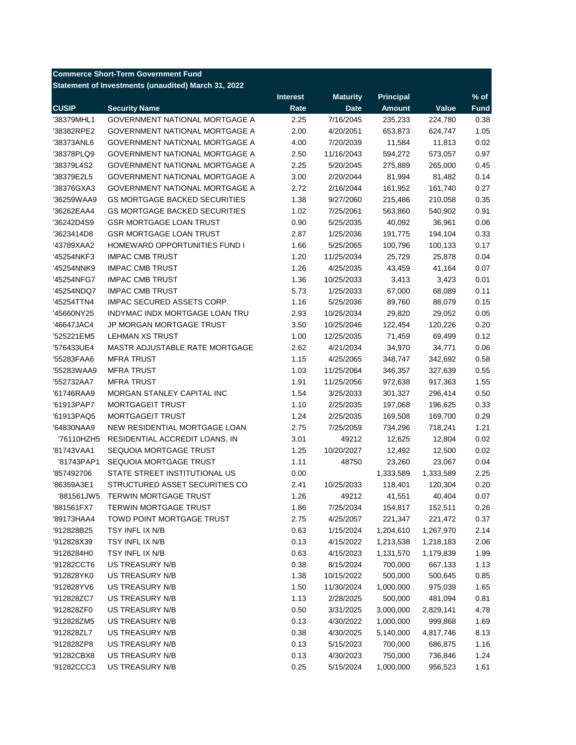**Commerce Short-Term Government Fund**
**Statement of Investments (unaudited) March 31, 2022**

| CUSIP | Security Name | Interest Rate | Maturity Date | Principal Amount | Value | % of Fund |
|---|---|---|---|---|---|---|
| '38379MHL1 | GOVERNMENT NATIONAL MORTGAGE A | 2.25 | 7/16/2045 | 235,233 | 224,780 | 0.38 |
| '38382RPE2 | GOVERNMENT NATIONAL MORTGAGE A | 2.00 | 4/20/2051 | 653,873 | 624,747 | 1.05 |
| '38373ANL6 | GOVERNMENT NATIONAL MORTGAGE A | 4.00 | 7/20/2039 | 11,584 | 11,813 | 0.02 |
| '38378PLQ9 | GOVERNMENT NATIONAL MORTGAGE A | 2.50 | 11/16/2043 | 594,272 | 573,057 | 0.97 |
| '38379L4S2 | GOVERNMENT NATIONAL MORTGAGE A | 2.25 | 5/20/2045 | 275,889 | 265,000 | 0.45 |
| '38379E2L5 | GOVERNMENT NATIONAL MORTGAGE A | 3.00 | 2/20/2044 | 81,994 | 81,482 | 0.14 |
| '38376GXA3 | GOVERNMENT NATIONAL MORTGAGE A | 2.72 | 2/16/2044 | 161,952 | 161,740 | 0.27 |
| '36259WAA9 | GS MORTGAGE BACKED SECURITIES | 1.38 | 9/27/2060 | 215,486 | 210,058 | 0.35 |
| '36262EAA4 | GS MORTGAGE BACKED SECURITIES | 1.02 | 7/25/2061 | 563,860 | 540,902 | 0.91 |
| '36242D4S9 | GSR MORTGAGE LOAN TRUST | 0.90 | 5/25/2035 | 40,092 | 36,961 | 0.06 |
| '3623414D8 | GSR MORTGAGE LOAN TRUST | 2.87 | 1/25/2036 | 191,775 | 194,104 | 0.33 |
| '43789XAA2 | HOMEWARD OPPORTUNITIES FUND I | 1.66 | 5/25/2065 | 100,796 | 100,133 | 0.17 |
| '45254NKF3 | IMPAC CMB TRUST | 1.20 | 11/25/2034 | 25,729 | 25,878 | 0.04 |
| '45254NNK9 | IMPAC CMB TRUST | 1.26 | 4/25/2035 | 43,459 | 41,164 | 0.07 |
| '45254NFG7 | IMPAC CMB TRUST | 1.36 | 10/25/2033 | 3,413 | 3,423 | 0.01 |
| '45254NDQ7 | IMPAC CMB TRUST | 5.73 | 1/25/2033 | 67,000 | 68,089 | 0.11 |
| '45254TTN4 | IMPAC SECURED ASSETS CORP. | 1.16 | 5/25/2036 | 89,760 | 88,079 | 0.15 |
| '45660NY25 | INDYMAC INDX MORTGAGE LOAN TRU | 2.93 | 10/25/2034 | 29,820 | 29,052 | 0.05 |
| '46647JAC4 | JP MORGAN MORTGAGE TRUST | 3.50 | 10/25/2046 | 122,454 | 120,226 | 0.20 |
| '525221EM5 | LEHMAN XS TRUST | 1.00 | 12/25/2035 | 71,459 | 69,499 | 0.12 |
| '576433UE4 | MASTR ADJUSTABLE RATE MORTGAGE | 2.62 | 4/21/2034 | 34,970 | 34,771 | 0.06 |
| '55283FAA6 | MFRA TRUST | 1.15 | 4/25/2065 | 348,747 | 342,692 | 0.58 |
| '55283WAA9 | MFRA TRUST | 1.03 | 11/25/2064 | 346,357 | 327,639 | 0.55 |
| '552732AA7 | MFRA TRUST | 1.91 | 11/25/2056 | 972,638 | 917,363 | 1.55 |
| '61746RAA9 | MORGAN STANLEY CAPITAL INC | 1.54 | 3/25/2033 | 301,327 | 296,414 | 0.50 |
| '61913PAP7 | MORTGAGEIT TRUST | 1.10 | 2/25/2035 | 197,068 | 196,625 | 0.33 |
| '61913PAQ5 | MORTGAGEIT TRUST | 1.24 | 2/25/2035 | 169,508 | 169,700 | 0.29 |
| '64830NAA9 | NEW RESIDENTIAL MORTGAGE LOAN | 2.75 | 7/25/2059 | 734,296 | 718,241 | 1.21 |
| '76110HZH5 | RESIDENTIAL ACCREDIT LOANS, IN | 3.01 | 49212 | 12,625 | 12,804 | 0.02 |
| '81743VAA1 | SEQUOIA MORTGAGE TRUST | 1.25 | 10/20/2027 | 12,492 | 12,500 | 0.02 |
| '81743PAP1 | SEQUOIA MORTGAGE TRUST | 1.11 | 48750 | 23,260 | 23,067 | 0.04 |
| '857492706 | STATE STREET INSTITUTIONAL US | 0.00 | | 1,333,589 | 1,333,589 | 2.25 |
| '86359A3E1 | STRUCTURED ASSET SECURITIES CO | 2.41 | 10/25/2033 | 118,401 | 120,304 | 0.20 |
| '881561JW5 | TERWIN MORTGAGE TRUST | 1.26 | 49212 | 41,551 | 40,404 | 0.07 |
| '881561FX7 | TERWIN MORTGAGE TRUST | 1.86 | 7/25/2034 | 154,817 | 152,511 | 0.26 |
| '89173HAA4 | TOWD POINT MORTGAGE TRUST | 2.75 | 4/25/2057 | 221,347 | 221,472 | 0.37 |
| '912828B25 | TSY INFL IX N/B | 0.63 | 1/15/2024 | 1,204,610 | 1,267,970 | 2.14 |
| '912828X39 | TSY INFL IX N/B | 0.13 | 4/15/2022 | 1,213,538 | 1,218,183 | 2.06 |
| '9128284H0 | TSY INFL IX N/B | 0.63 | 4/15/2023 | 1,131,570 | 1,179,839 | 1.99 |
| '91282CCT6 | US TREASURY N/B | 0.38 | 8/15/2024 | 700,000 | 667,133 | 1.13 |
| '912828YK0 | US TREASURY N/B | 1.38 | 10/15/2022 | 500,000 | 500,645 | 0.85 |
| '912828YV6 | US TREASURY N/B | 1.50 | 11/30/2024 | 1,000,000 | 975,039 | 1.65 |
| '912828ZC7 | US TREASURY N/B | 1.13 | 2/28/2025 | 500,000 | 481,094 | 0.81 |
| '912828ZF0 | US TREASURY N/B | 0.50 | 3/31/2025 | 3,000,000 | 2,829,141 | 4.78 |
| '912828ZM5 | US TREASURY N/B | 0.13 | 4/30/2022 | 1,000,000 | 999,868 | 1.69 |
| '912828ZL7 | US TREASURY N/B | 0.38 | 4/30/2025 | 5,140,000 | 4,817,746 | 8.13 |
| '912828ZP8 | US TREASURY N/B | 0.13 | 5/15/2023 | 700,000 | 686,875 | 1.16 |
| '91282CBX8 | US TREASURY N/B | 0.13 | 4/30/2023 | 750,000 | 736,846 | 1.24 |
| '91282CCC3 | US TREASURY N/B | 0.25 | 5/15/2024 | 1,000,000 | 956,523 | 1.61 |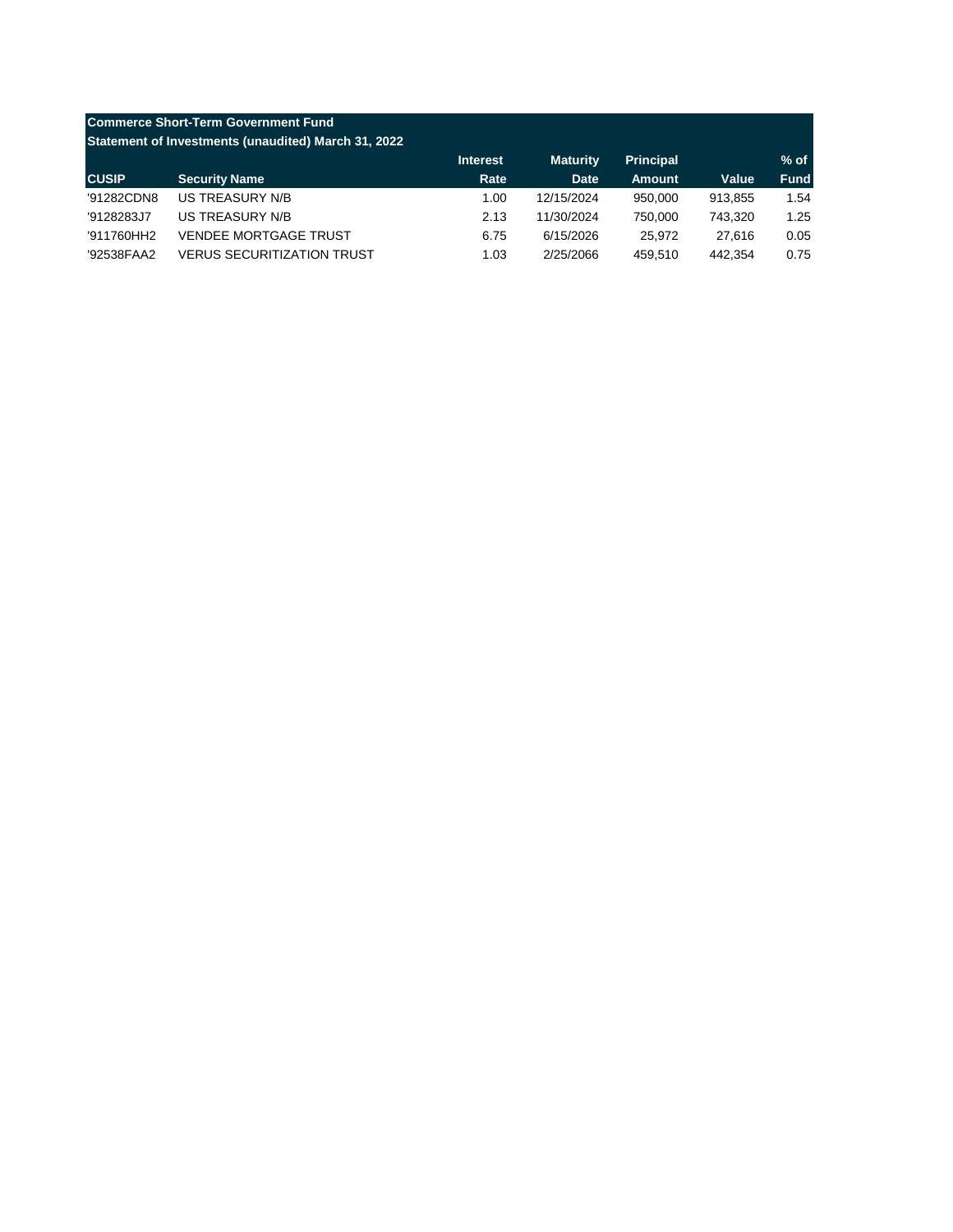**Commerce Short-Term Government Fund**
**Statement of Investments (unaudited) March 31, 2022**

| CUSIP | Security Name | Interest Rate | Maturity Date | Principal Amount | Value | % of Fund |
|---|---|---|---|---|---|---|
| '91282CDN8 | US TREASURY N/B | 1.00 | 12/15/2024 | 950,000 | 913,855 | 1.54 |
| '9128283J7 | US TREASURY N/B | 2.13 | 11/30/2024 | 750,000 | 743,320 | 1.25 |
| '911760HH2 | VENDEE MORTGAGE TRUST | 6.75 | 6/15/2026 | 25,972 | 27,616 | 0.05 |
| '92538FAA2 | VERUS SECURITIZATION TRUST | 1.03 | 2/25/2066 | 459,510 | 442,354 | 0.75 |